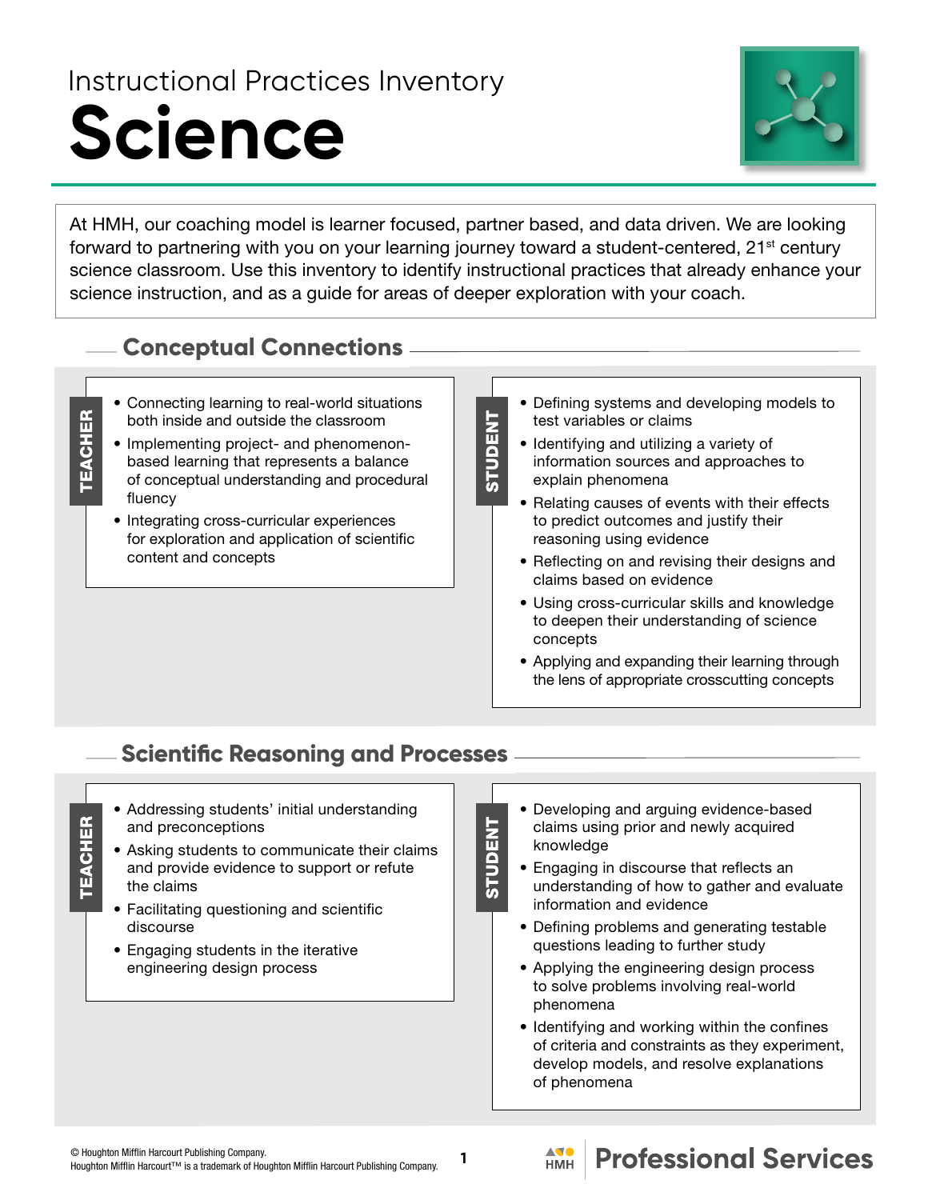Instructional Practices Inventory

# Science

At HMH, our coaching model is learner focused, partner based, and data driven. We are looking forward to partnering with you on your learning journey toward a student-centered, 21st century science classroom. Use this inventory to identify instructional practices that already enhance your science instruction, and as a guide for areas of deeper exploration with your coach.

## Conceptual Connections

### TEACHER

- Connecting learning to real-world situations both inside and outside the classroom
- Implementing project- and phenomenon-based learning that represents a balance of conceptual understanding and procedural fluency
- Integrating cross-curricular experiences for exploration and application of scientific content and concepts

### STUDENT

- Defining systems and developing models to test variables or claims
- Identifying and utilizing a variety of information sources and approaches to explain phenomena
- Relating causes of events with their effects to predict outcomes and justify their reasoning using evidence
- Reflecting on and revising their designs and claims based on evidence
- Using cross-curricular skills and knowledge to deepen their understanding of science concepts
- Applying and expanding their learning through the lens of appropriate crosscutting concepts

## Scientific Reasoning and Processes

### TEACHER

- Addressing students' initial understanding and preconceptions
- Asking students to communicate their claims and provide evidence to support or refute the claims
- Facilitating questioning and scientific discourse
- Engaging students in the iterative engineering design process

### STUDENT

- Developing and arguing evidence-based claims using prior and newly acquired knowledge
- Engaging in discourse that reflects an understanding of how to gather and evaluate information and evidence
- Defining problems and generating testable questions leading to further study
- Applying the engineering design process to solve problems involving real-world phenomena
- Identifying and working within the confines of criteria and constraints as they experiment, develop models, and resolve explanations of phenomena

© Houghton Mifflin Harcourt Publishing Company.
Houghton Mifflin Harcourt™ is a trademark of Houghton Mifflin Harcourt Publishing Company.

HMH Professional Services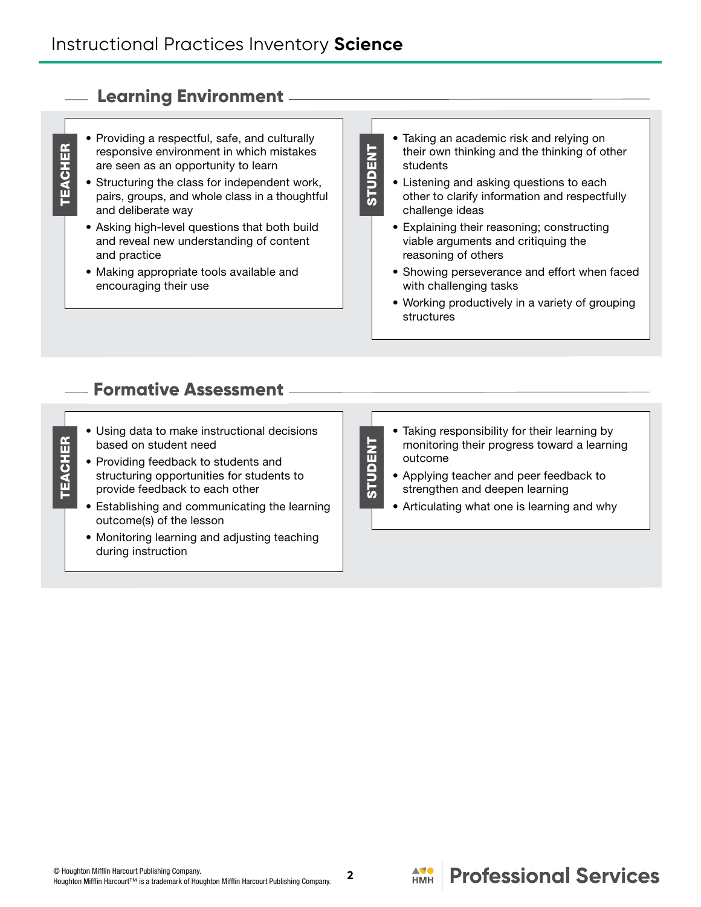# Instructional Practices Inventory **Science**

## Learning Environment

**TEACHER**

- Providing a respectful, safe, and culturally responsive environment in which mistakes are seen as an opportunity to learn
- Structuring the class for independent work, pairs, groups, and whole class in a thoughtful and deliberate way
- Asking high-level questions that both build and reveal new understanding of content and practice
- Making appropriate tools available and encouraging their use

**STUDENT**

- Taking an academic risk and relying on their own thinking and the thinking of other students
- Listening and asking questions to each other to clarify information and respectfully challenge ideas
- Explaining their reasoning; constructing viable arguments and critiquing the reasoning of others
- Showing perseverance and effort when faced with challenging tasks
- Working productively in a variety of grouping structures

## Formative Assessment

**TEACHER**

- Using data to make instructional decisions based on student need
- Providing feedback to students and structuring opportunities for students to provide feedback to each other
- Establishing and communicating the learning outcome(s) of the lesson
- Monitoring learning and adjusting teaching during instruction

**STUDENT**

- Taking responsibility for their learning by monitoring their progress toward a learning outcome
- Applying teacher and peer feedback to strengthen and deepen learning
- Articulating what one is learning and why

© Houghton Mifflin Harcourt Publishing Company.
Houghton Mifflin Harcourt™ is a trademark of Houghton Mifflin Harcourt Publishing Company.

HMH Professional Services